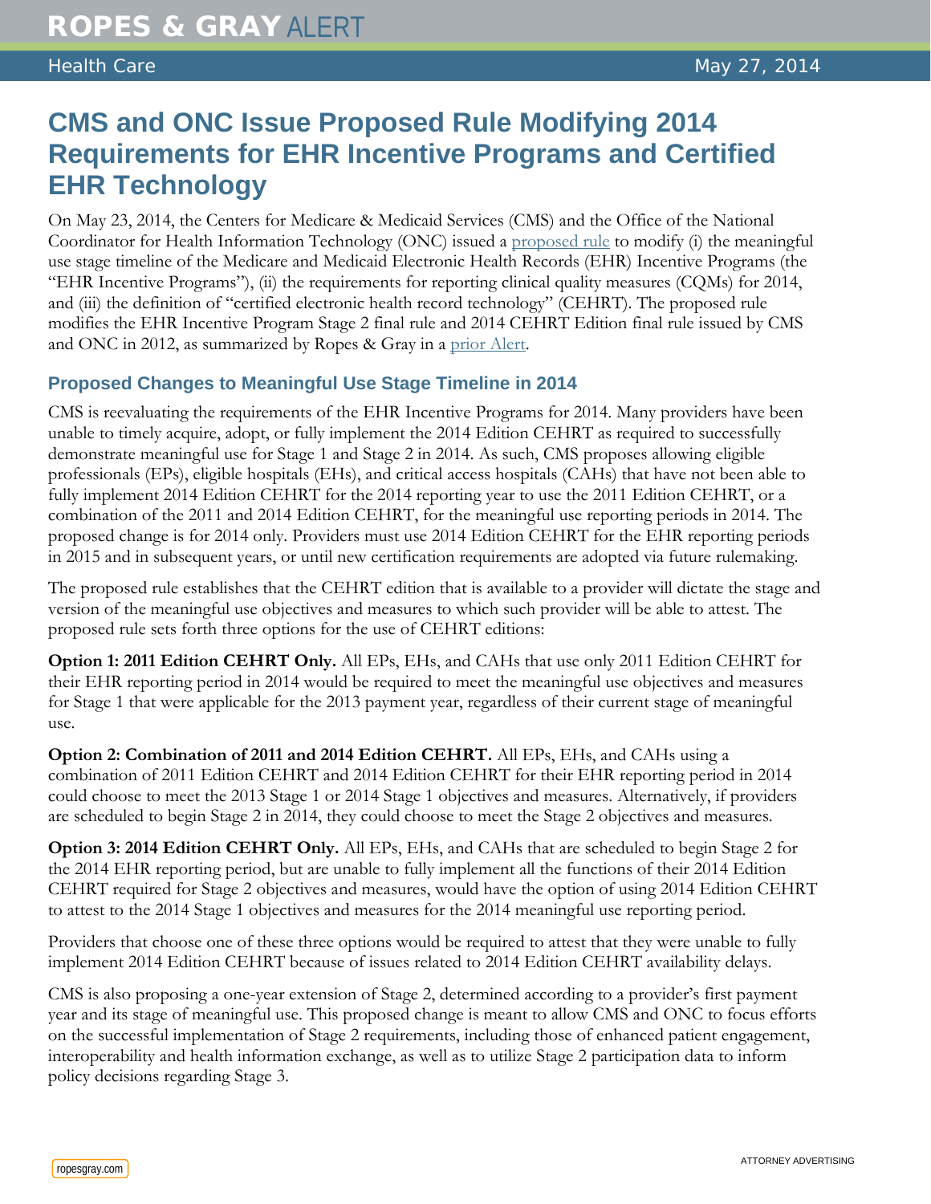# CMS and ONC Issue Proposed Rule Modifying 2014 Requirements for EHR Incentive Programs and Certified EHR Technology

On May 23, 2014, the Centers for Medicare & Medicaid Services (CMS) and the Office of the National Coordinator for Health Information Technology (ONC) issued a proposed rule to modify (i) the meaningful use stage timeline of the Medicare and Medicaid Electronic Health Records (EHR) Incentive Programs (the "EHR Incentive Programs"), (ii) the requirements for reporting clinical quality measures (CQMs) for 2014, and (iii) the definition of "certified electronic health record technology" (CEHRT). The proposed rule modifies the EHR Incentive Program Stage 2 final rule and 2014 CEHRT Edition final rule issued by CMS and ONC in 2012, as summarized by Ropes & Gray in a prior Alert.

## Proposed Changes to Meaningful Use Stage Timeline in 2014

CMS is reevaluating the requirements of the EHR Incentive Programs for 2014. Many providers have been unable to timely acquire, adopt, or fully implement the 2014 Edition CEHRT as required to successfully demonstrate meaningful use for Stage 1 and Stage 2 in 2014. As such, CMS proposes allowing eligible professionals (EPs), eligible hospitals (EHs), and critical access hospitals (CAHs) that have not been able to fully implement 2014 Edition CEHRT for the 2014 reporting year to use the 2011 Edition CEHRT, or a combination of the 2011 and 2014 Edition CEHRT, for the meaningful use reporting periods in 2014. The proposed change is for 2014 only. Providers must use 2014 Edition CEHRT for the EHR reporting periods in 2015 and in subsequent years, or until new certification requirements are adopted via future rulemaking.

The proposed rule establishes that the CEHRT edition that is available to a provider will dictate the stage and version of the meaningful use objectives and measures to which such provider will be able to attest. The proposed rule sets forth three options for the use of CEHRT editions:

**Option 1: 2011 Edition CEHRT Only.** All EPs, EHs, and CAHs that use only 2011 Edition CEHRT for their EHR reporting period in 2014 would be required to meet the meaningful use objectives and measures for Stage 1 that were applicable for the 2013 payment year, regardless of their current stage of meaningful use.

**Option 2: Combination of 2011 and 2014 Edition CEHRT.** All EPs, EHs, and CAHs using a combination of 2011 Edition CEHRT and 2014 Edition CEHRT for their EHR reporting period in 2014 could choose to meet the 2013 Stage 1 or 2014 Stage 1 objectives and measures. Alternatively, if providers are scheduled to begin Stage 2 in 2014, they could choose to meet the Stage 2 objectives and measures.

**Option 3: 2014 Edition CEHRT Only.** All EPs, EHs, and CAHs that are scheduled to begin Stage 2 for the 2014 EHR reporting period, but are unable to fully implement all the functions of their 2014 Edition CEHRT required for Stage 2 objectives and measures, would have the option of using 2014 Edition CEHRT to attest to the 2014 Stage 1 objectives and measures for the 2014 meaningful use reporting period.

Providers that choose one of these three options would be required to attest that they were unable to fully implement 2014 Edition CEHRT because of issues related to 2014 Edition CEHRT availability delays.

CMS is also proposing a one-year extension of Stage 2, determined according to a provider's first payment year and its stage of meaningful use. This proposed change is meant to allow CMS and ONC to focus efforts on the successful implementation of Stage 2 requirements, including those of enhanced patient engagement, interoperability and health information exchange, as well as to utilize Stage 2 participation data to inform policy decisions regarding Stage 3.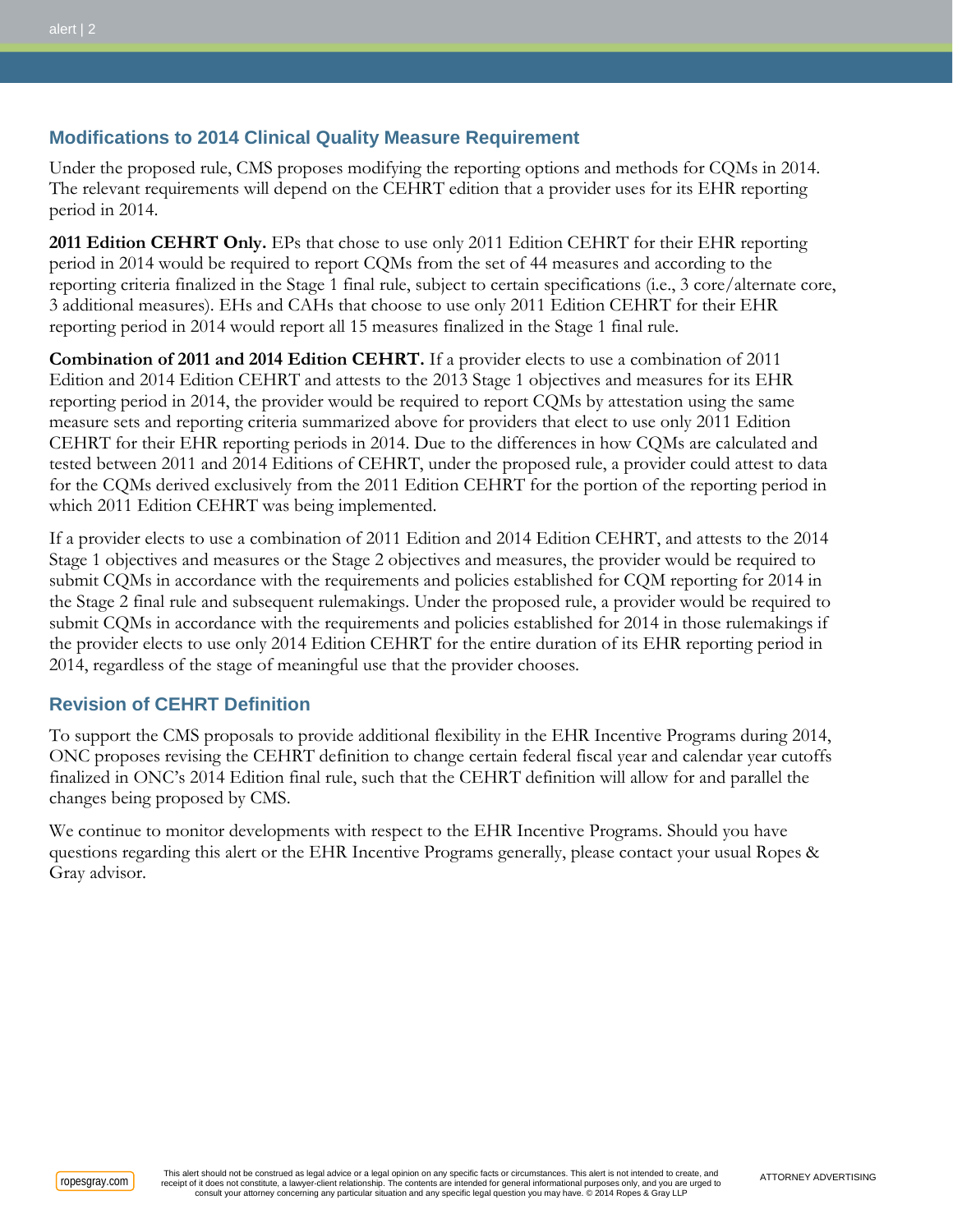## Modifications to 2014 Clinical Quality Measure Requirement

Under the proposed rule, CMS proposes modifying the reporting options and methods for CQMs in 2014. The relevant requirements will depend on the CEHRT edition that a provider uses for its EHR reporting period in 2014.

**2011 Edition CEHRT Only.** EPs that chose to use only 2011 Edition CEHRT for their EHR reporting period in 2014 would be required to report CQMs from the set of 44 measures and according to the reporting criteria finalized in the Stage 1 final rule, subject to certain specifications (i.e., 3 core/alternate core, 3 additional measures). EHs and CAHs that choose to use only 2011 Edition CEHRT for their EHR reporting period in 2014 would report all 15 measures finalized in the Stage 1 final rule.

**Combination of 2011 and 2014 Edition CEHRT.** If a provider elects to use a combination of 2011 Edition and 2014 Edition CEHRT and attests to the 2013 Stage 1 objectives and measures for its EHR reporting period in 2014, the provider would be required to report CQMs by attestation using the same measure sets and reporting criteria summarized above for providers that elect to use only 2011 Edition CEHRT for their EHR reporting periods in 2014. Due to the differences in how CQMs are calculated and tested between 2011 and 2014 Editions of CEHRT, under the proposed rule, a provider could attest to data for the CQMs derived exclusively from the 2011 Edition CEHRT for the portion of the reporting period in which 2011 Edition CEHRT was being implemented.

If a provider elects to use a combination of 2011 Edition and 2014 Edition CEHRT, and attests to the 2014 Stage 1 objectives and measures or the Stage 2 objectives and measures, the provider would be required to submit CQMs in accordance with the requirements and policies established for CQM reporting for 2014 in the Stage 2 final rule and subsequent rulemakings. Under the proposed rule, a provider would be required to submit CQMs in accordance with the requirements and policies established for 2014 in those rulemakings if the provider elects to use only 2014 Edition CEHRT for the entire duration of its EHR reporting period in 2014, regardless of the stage of meaningful use that the provider chooses.

## Revision of CEHRT Definition

To support the CMS proposals to provide additional flexibility in the EHR Incentive Programs during 2014, ONC proposes revising the CEHRT definition to change certain federal fiscal year and calendar year cutoffs finalized in ONC's 2014 Edition final rule, such that the CEHRT definition will allow for and parallel the changes being proposed by CMS.

We continue to monitor developments with respect to the EHR Incentive Programs. Should you have questions regarding this alert or the EHR Incentive Programs generally, please contact your usual Ropes & Gray advisor.

This alert should not be construed as legal advice or a legal opinion on any specific facts or circumstances. This alert is not intended to create, and receipt of it does not constitute, a lawyer-client relationship. The contents are intended for general informational purposes only, and you are urged to consult your attorney concerning any particular situation and any specific legal question you may have. © 2014 Ropes & Gray LLP

ATTORNEY ADVERTISING